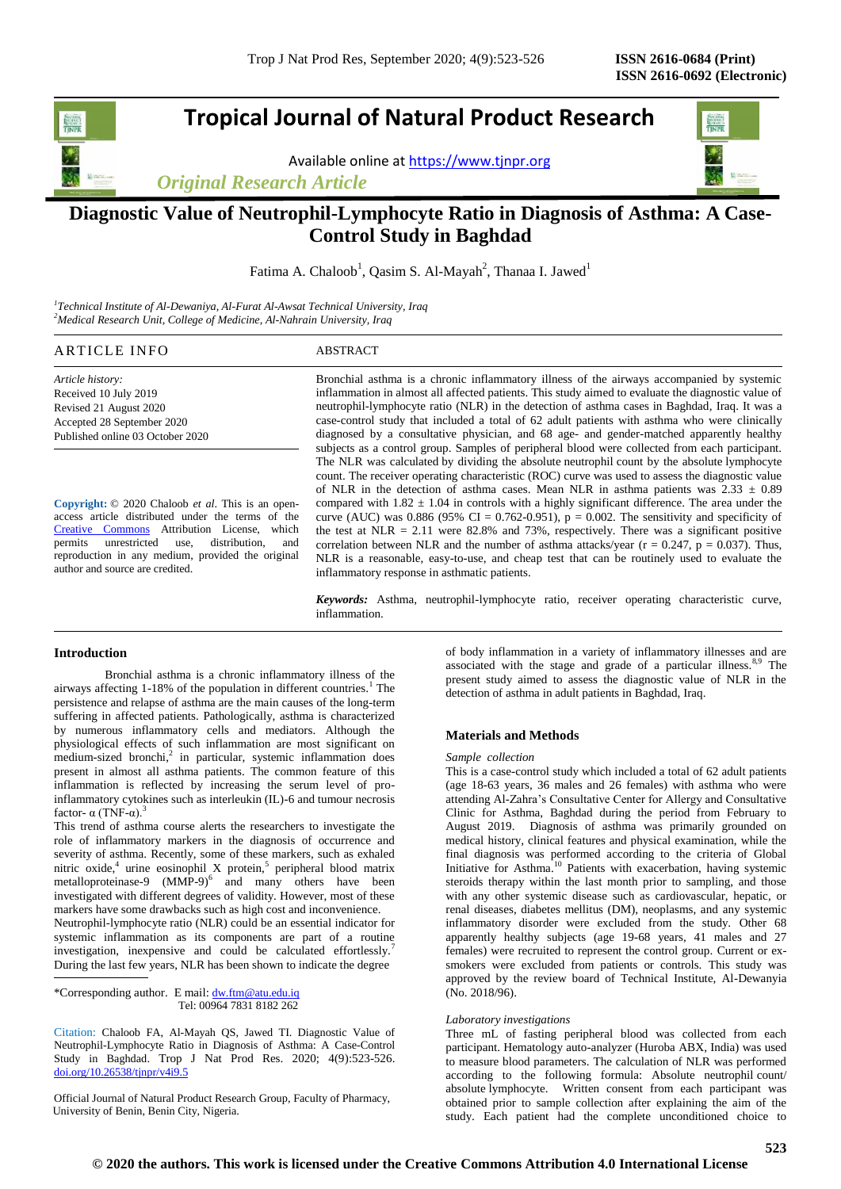# Tropical Journal of Natural Product Research

Available online at https://www.tjnpr.org

*Original Research Article*

# Diagnostic Value of Neutrophil-Lymphocyte Ratio in Diagnosis of Asthma: A Case-Control Study in Baghdad

Fatima A. Chaloob[1], Qasim S. Al-Mayah[2], Thanaa I. Jawed[1]

[1]*Technical Institute of Al-Dewaniya, Al-Furat Al-Awsat Technical University, Iraq*
[2]*Medical Research Unit, College of Medicine, Al-Nahrain University, Iraq*

## ARTICLE INFO

*Article history:*
Received 10 July 2019
Revised 21 August 2020
Accepted 28 September 2020
Published online 03 October 2020

**Copyright:** © 2020 Chaloob *et al*. This is an open-access article distributed under the terms of the Creative Commons Attribution License, which permits unrestricted use, distribution, and reproduction in any medium, provided the original author and source are credited.

## ABSTRACT

Bronchial asthma is a chronic inflammatory illness of the airways accompanied by systemic inflammation in almost all affected patients. This study aimed to evaluate the diagnostic value of neutrophil-lymphocyte ratio (NLR) in the detection of asthma cases in Baghdad, Iraq. It was a case-control study that included a total of 62 adult patients with asthma who were clinically diagnosed by a consultative physician, and 68 age- and gender-matched apparently healthy subjects as a control group. Samples of peripheral blood were collected from each participant. The NLR was calculated by dividing the absolute neutrophil count by the absolute lymphocyte count. The receiver operating characteristic (ROC) curve was used to assess the diagnostic value of NLR in the detection of asthma cases. Mean NLR in asthma patients was $2.33 \pm 0.89$ compared with $1.82 \pm 1.04$ in controls with a highly significant difference. The area under the curve (AUC) was 0.886 (95% CI = 0.762-0.951), $p = 0.002$. The sensitivity and specificity of the test at NLR = 2.11 were 82.8% and 73%, respectively. There was a significant positive correlation between NLR and the number of asthma attacks/year ($r = 0.247$, $p = 0.037$). Thus, NLR is a reasonable, easy-to-use, and cheap test that can be routinely used to evaluate the inflammatory response in asthmatic patients.

***Keywords:*** Asthma, neutrophil-lymphocyte ratio, receiver operating characteristic curve, inflammation.

## Introduction

Bronchial asthma is a chronic inflammatory illness of the airways affecting 1-18% of the population in different countries.[1] The persistence and relapse of asthma are the main causes of the long-term suffering in affected patients. Pathologically, asthma is characterized by numerous inflammatory cells and mediators. Although the physiological effects of such inflammation are most significant on medium-sized bronchi,[2] in particular, systemic inflammation does present in almost all asthma patients. The common feature of this inflammation is reflected by increasing the serum level of pro-inflammatory cytokines such as interleukin (IL)-6 and tumour necrosis factor- α (TNF-α).[3]

This trend of asthma course alerts the researchers to investigate the role of inflammatory markers in the diagnosis of occurrence and severity of asthma. Recently, some of these markers, such as exhaled nitric oxide,[4] urine eosinophil X protein,[5] peripheral blood matrix metalloproteinase-9 (MMP-9)[6] and many others have been investigated with different degrees of validity. However, most of these markers have some drawbacks such as high cost and inconvenience.

Neutrophil-lymphocyte ratio (NLR) could be an essential indicator for systemic inflammation as its components are part of a routine investigation, inexpensive and could be calculated effortlessly.[7] During the last few years, NLR has been shown to indicate the degree of body inflammation in a variety of inflammatory illnesses and are associated with the stage and grade of a particular illness.[8,9] The present study aimed to assess the diagnostic value of NLR in the detection of asthma in adult patients in Baghdad, Iraq.

## Materials and Methods

### *Sample collection*

This is a case-control study which included a total of 62 adult patients (age 18-63 years, 36 males and 26 females) with asthma who were attending Al-Zahra's Consultative Center for Allergy and Consultative Clinic for Asthma, Baghdad during the period from February to August 2019. Diagnosis of asthma was primarily grounded on medical history, clinical features and physical examination, while the final diagnosis was performed according to the criteria of Global Initiative for Asthma.[10] Patients with exacerbation, having systemic steroids therapy within the last month prior to sampling, and those with any other systemic disease such as cardiovascular, hepatic, or renal diseases, diabetes mellitus (DM), neoplasms, and any systemic inflammatory disorder were excluded from the study. Other 68 apparently healthy subjects (age 19-68 years, 41 males and 27 females) were recruited to represent the control group. Current or ex-smokers were excluded from patients or controls. This study was approved by the review board of Technical Institute, Al-Dewanya (No. 2018/96).

### *Laboratory investigations*

Three mL of fasting peripheral blood was collected from each participant. Hematology auto-analyzer (Huroba ABX, India) was used to measure blood parameters. The calculation of NLR was performed according to the following formula: Absolute neutrophil count/ absolute lymphocyte. Written consent from each participant was obtained prior to sample collection after explaining the aim of the study. Each patient had the complete unconditioned choice to

---

\*Corresponding author. E mail: dw.ftm@atu.edu.iq
Tel: 00964 7831 8182 262

Citation: Chaloob FA, Al-Mayah QS, Jawed TI. Diagnostic Value of Neutrophil-Lymphocyte Ratio in Diagnosis of Asthma: A Case-Control Study in Baghdad. Trop J Nat Prod Res. 2020; 4(9):523-526. doi.org/10.26538/tjnpr/v4i9.5

Official Journal of Natural Product Research Group, Faculty of Pharmacy, University of Benin, Benin City, Nigeria.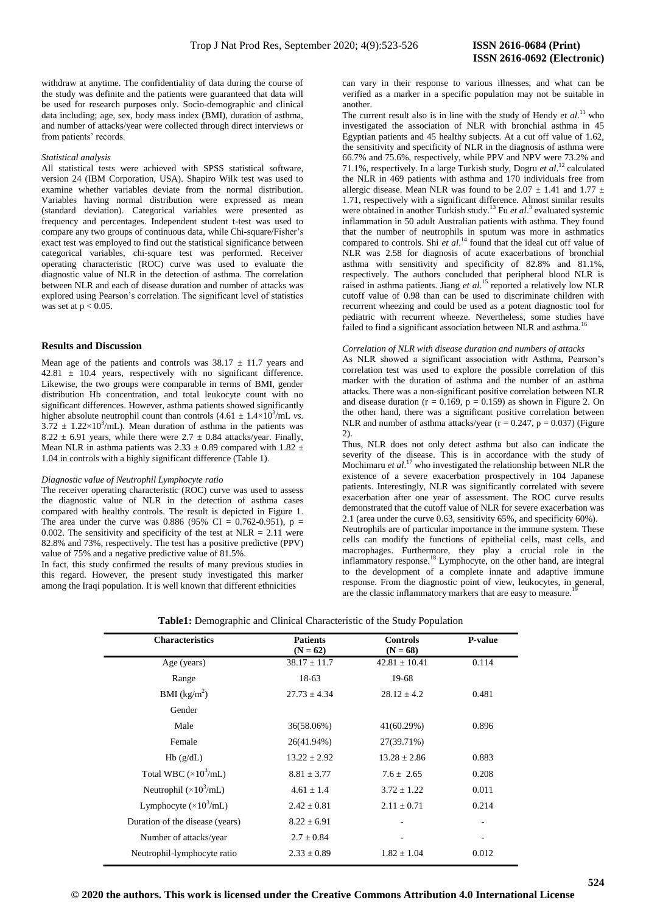withdraw at anytime. The confidentiality of data during the course of the study was definite and the patients were guaranteed that data will be used for research purposes only. Socio-demographic and clinical data including; age, sex, body mass index (BMI), duration of asthma, and number of attacks/year were collected through direct interviews or from patients' records.

*Statistical analysis*

All statistical tests were achieved with SPSS statistical software, version 24 (IBM Corporation, USA). Shapiro Wilk test was used to examine whether variables deviate from the normal distribution. Variables having normal distribution were expressed as mean (standard deviation). Categorical variables were presented as frequency and percentages. Independent student t-test was used to compare any two groups of continuous data, while Chi-square/Fisher's exact test was employed to find out the statistical significance between categorical variables, chi-square test was performed. Receiver operating characteristic (ROC) curve was used to evaluate the diagnostic value of NLR in the detection of asthma. The correlation between NLR and each of disease duration and number of attacks was explored using Pearson's correlation. The significant level of statistics was set at $p < 0.05$.

## Results and Discussion

Mean age of the patients and controls was $38.17 \pm 11.7$ years and $42.81 \pm 10.4$ years, respectively with no significant difference. Likewise, the two groups were comparable in terms of BMI, gender distribution Hb concentration, and total leukocyte count with no significant differences. However, asthma patients showed significantly higher absolute neutrophil count than controls ($4.61 \pm 1.4\times10^3$/mL *vs.* $3.72 \pm 1.22\times10^3$/mL). Mean duration of asthma in the patients was $8.22 \pm 6.91$ years, while there were $2.7 \pm 0.84$ attacks/year. Finally, Mean NLR in asthma patients was $2.33 \pm 0.89$ compared with $1.82 \pm 1.04$ in controls with a highly significant difference (Table 1).

*Diagnostic value of Neutrophil Lymphocyte ratio*

The receiver operating characteristic (ROC) curve was used to assess the diagnostic value of NLR in the detection of asthma cases compared with healthy controls. The result is depicted in Figure 1. The area under the curve was 0.886 (95% CI = 0.762-0.951), p = 0.002. The sensitivity and specificity of the test at NLR = 2.11 were 82.8% and 73%, respectively. The test has a positive predictive (PPV) value of 75% and a negative predictive value of 81.5%.

In fact, this study confirmed the results of many previous studies in this regard. However, the present study investigated this marker among the Iraqi population. It is well known that different ethnicities can vary in their response to various illnesses, and what can be verified as a marker in a specific population may not be suitable in another.

The current result also is in line with the study of Hendy *et al*.[11] who investigated the association of NLR with bronchial asthma in 45 Egyptian patients and 45 healthy subjects. At a cut off value of 1.62, the sensitivity and specificity of NLR in the diagnosis of asthma were 66.7% and 75.6%, respectively, while PPV and NPV were 73.2% and 71.1%, respectively. In a large Turkish study, Dogru *et al*.[12] calculated the NLR in 469 patients with asthma and 170 individuals free from allergic disease. Mean NLR was found to be $2.07 \pm 1.41$ and $1.77 \pm 1.71$, respectively with a significant difference. Almost similar results were obtained in another Turkish study.[13] Fu *et al*.[3] evaluated systemic inflammation in 50 adult Australian patients with asthma. They found that the number of neutrophils in sputum was more in asthmatics compared to controls. Shi *et al*.[14] found that the ideal cut off value of NLR was 2.58 for diagnosis of acute exacerbations of bronchial asthma with sensitivity and specificity of 82.8% and 81.1%, respectively. The authors concluded that peripheral blood NLR is raised in asthma patients. Jiang *et al*.[15] reported a relatively low NLR cutoff value of 0.98 than can be used to discriminate children with recurrent wheezing and could be used as a potent diagnostic tool for pediatric with recurrent wheeze. Nevertheless, some studies have failed to find a significant association between NLR and asthma.[16]

*Correlation of NLR with disease duration and numbers of attacks*

As NLR showed a significant association with Asthma, Pearson's correlation test was used to explore the possible correlation of this marker with the duration of asthma and the number of an asthma attacks. There was a non-significant positive correlation between NLR and disease duration (r = 0.169, p = 0.159) as shown in Figure 2. On the other hand, there was a significant positive correlation between NLR and number of asthma attacks/year (r = 0.247, p = 0.037) (Figure 2).

Thus, NLR does not only detect asthma but also can indicate the severity of the disease. This is in accordance with the study of Mochimaru *et al*.[17] who investigated the relationship between NLR the existence of a severe exacerbation prospectively in 104 Japanese patients. Interestingly, NLR was significantly correlated with severe exacerbation after one year of assessment. The ROC curve results demonstrated that the cutoff value of NLR for severe exacerbation was 2.1 (area under the curve 0.63, sensitivity 65%, and specificity 60%).

Neutrophils are of particular importance in the immune system. These cells can modify the functions of epithelial cells, mast cells, and macrophages. Furthermore, they play a crucial role in the inflammatory response.[18] Lymphocyte, on the other hand, are integral to the development of a complete innate and adaptive immune response. From the diagnostic point of view, leukocytes, in general, are the classic inflammatory markers that are easy to measure.[19]

**Table1:** Demographic and Clinical Characteristic of the Study Population

| Characteristics | Patients (N = 62) | Controls (N = 68) | P-value |
|---|---|---|---|
| Age (years) | $38.17 \pm 11.7$ | $42.81 \pm 10.41$ | 0.114 |
| Range | 18-63 | 19-68 | |
| BMI (kg/m$^2$) | $27.73 \pm 4.34$ | $28.12 \pm 4.2$ | 0.481 |
| Gender | | | |
| Male | 36(58.06%) | 41(60.29%) | 0.896 |
| Female | 26(41.94%) | 27(39.71%) | |
| Hb (g/dL) | $13.22 \pm 2.92$ | $13.28 \pm 2.86$ | 0.883 |
| Total WBC ($\times10^3$/mL) | $8.81 \pm 3.77$ | $7.6 \pm 2.65$ | 0.208 |
| Neutrophil ($\times10^3$/mL) | $4.61 \pm 1.4$ | $3.72 \pm 1.22$ | 0.011 |
| Lymphocyte ($\times10^3$/mL) | $2.42 \pm 0.81$ | $2.11 \pm 0.71$ | 0.214 |
| Duration of the disease (years) | $8.22 \pm 6.91$ | - | - |
| Number of attacks/year | $2.7 \pm 0.84$ | - | - |
| Neutrophil-lymphocyte ratio | $2.33 \pm 0.89$ | $1.82 \pm 1.04$ | 0.012 |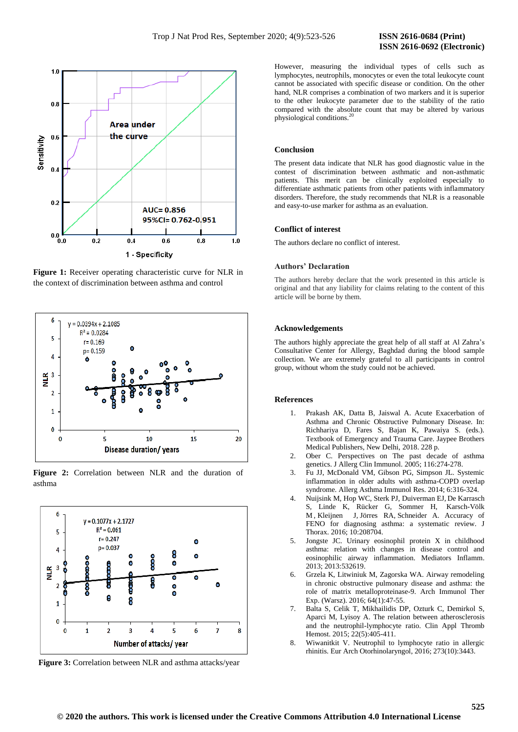Figure 1: Receiver operating characteristic curve for NLR in the context of discrimination between asthma and control

Figure 2: Correlation between NLR and the duration of asthma

Figure 3: Correlation between NLR and asthma attacks/year

However, measuring the individual types of cells such as lymphocytes, neutrophils, monocytes or even the total leukocyte count cannot be associated with specific disease or condition. On the other hand, NLR comprises a combination of two markers and it is superior to the other leukocyte parameter due to the stability of the ratio compared with the absolute count that may be altered by various physiological conditions.[20]

## Conclusion

The present data indicate that NLR has good diagnostic value in the contest of discrimination between asthmatic and non-asthmatic patients. This merit can be clinically exploited especially to differentiate asthmatic patients from other patients with inflammatory disorders. Therefore, the study recommends that NLR is a reasonable and easy-to-use marker for asthma as an evaluation.

## Conflict of interest

The authors declare no conflict of interest.

## Authors' Declaration

The authors hereby declare that the work presented in this article is original and that any liability for claims relating to the content of this article will be borne by them.

## Acknowledgements

The authors highly appreciate the great help of all staff at Al Zahra's Consultative Center for Allergy, Baghdad during the blood sample collection. We are extremely grateful to all participants in control group, without whom the study could not be achieved.

## References

1. Prakash AK, Datta B, Jaiswal A. Acute Exacerbation of Asthma and Chronic Obstructive Pulmonary Disease. In: Richhariya D, Fares S, Bajan K, Pawaiya S. (eds.). Textbook of Emergency and Trauma Care. Jaypee Brothers Medical Publishers, New Delhi, 2018. 228 p.
2. Ober C. Perspectives on The past decade of asthma genetics. J Allerg Clin Immunol. 2005; 116:274-278.
3. Fu JJ, McDonald VM, Gibson PG, Simpson JL. Systemic inflammation in older adults with asthma-COPD overlap syndrome. Allerg Asthma Immunol Res. 2014; 6:316-324.
4. Nuijsink M, Hop WC, Sterk PJ, Duiverman EJ, De Karrasch S, Linde K, Rücker G, Sommer H, Karsch-Völk M, Kleijnen J, Jörres RA, Schneider A. Accuracy of FENO for diagnosing asthma: a systematic review. J Thorax. 2016; 10:208704.
5. Jongste JC. Urinary eosinophil protein X in childhood asthma: relation with changes in disease control and eosinophilic airway inflammation. Mediators Inflamm. 2013; 2013:532619.
6. Grzela K, Litwiniuk M, Zagorska WA. Airway remodeling in chronic obstructive pulmonary disease and asthma: the role of matrix metalloproteinase-9. Arch Immunol Ther Exp. (Warsz). 2016; 64(1):47-55.
7. Balta S, Celik T, Mikhailidis DP, Ozturk C, Demirkol S, Aparci M, Lyisoy A. The relation between atherosclerosis and the neutrophil-lymphocyte ratio. Clin Appl Thromb Hemost. 2015; 22(5):405-411.
8. Wiwanitkit V. Neutrophil to lymphocyte ratio in allergic rhinitis. Eur Arch Otorhinolaryngol, 2016; 273(10):3443.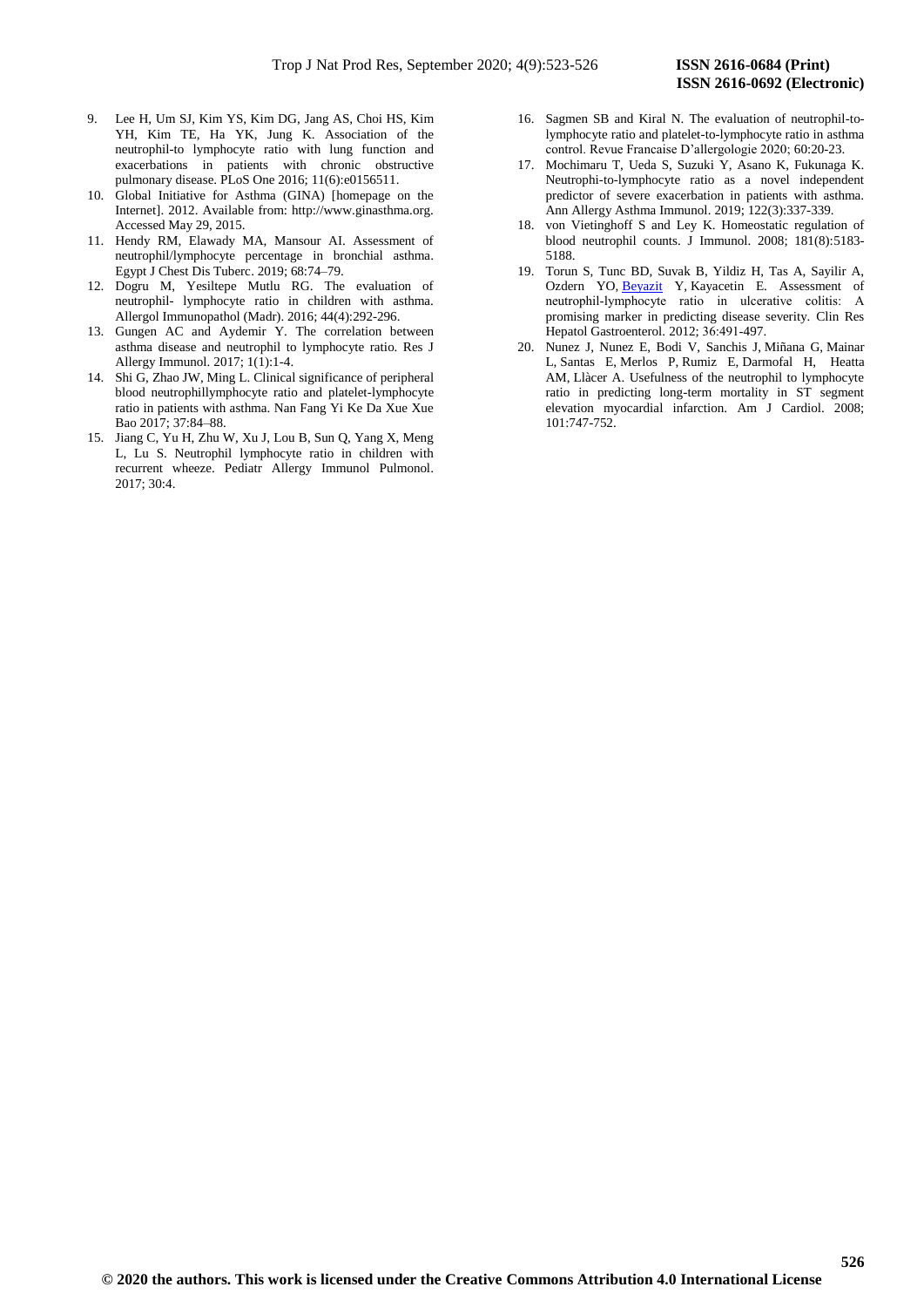9. Lee H, Um SJ, Kim YS, Kim DG, Jang AS, Choi HS, Kim YH, Kim TE, Ha YK, Jung K. Association of the neutrophil-to lymphocyte ratio with lung function and exacerbations in patients with chronic obstructive pulmonary disease. PLoS One 2016; 11(6):e0156511.
10. Global Initiative for Asthma (GINA) [homepage on the Internet]. 2012. Available from: http://www.ginasthma.org. Accessed May 29, 2015.
11. Hendy RM, Elawady MA, Mansour AI. Assessment of neutrophil/lymphocyte percentage in bronchial asthma. Egypt J Chest Dis Tuberc. 2019; 68:74–79.
12. Dogru M, Yesiltepe Mutlu RG. The evaluation of neutrophil- lymphocyte ratio in children with asthma. Allergol Immunopathol (Madr). 2016; 44(4):292-296.
13. Gungen AC and Aydemir Y. The correlation between asthma disease and neutrophil to lymphocyte ratio. Res J Allergy Immunol. 2017; 1(1):1-4.
14. Shi G, Zhao JW, Ming L. Clinical significance of peripheral blood neutrophillymphocyte ratio and platelet-lymphocyte ratio in patients with asthma. Nan Fang Yi Ke Da Xue Xue Bao 2017; 37:84–88.
15. Jiang C, Yu H, Zhu W, Xu J, Lou B, Sun Q, Yang X, Meng L, Lu S. Neutrophil lymphocyte ratio in children with recurrent wheeze. Pediatr Allergy Immunol Pulmonol. 2017; 30:4.
16. Sagmen SB and Kiral N. The evaluation of neutrophil-to-lymphocyte ratio and platelet-to-lymphocyte ratio in asthma control. Revue Francaise D'allergologie 2020; 60:20-23.
17. Mochimaru T, Ueda S, Suzuki Y, Asano K, Fukunaga K. Neutrophi-to-lymphocyte ratio as a novel independent predictor of severe exacerbation in patients with asthma. Ann Allergy Asthma Immunol. 2019; 122(3):337-339.
18. von Vietinghoff S and Ley K. Homeostatic regulation of blood neutrophil counts. J Immunol. 2008; 181(8):5183-5188.
19. Torun S, Tunc BD, Suvak B, Yildiz H, Tas A, Sayilir A, Ozdern YO, Beyazit Y, Kayacetin E. Assessment of neutrophil-lymphocyte ratio in ulcerative colitis: A promising marker in predicting disease severity. Clin Res Hepatol Gastroenterol. 2012; 36:491-497.
20. Nunez J, Nunez E, Bodi V, Sanchis J, Miñana G, Mainar L, Santas E, Merlos P, Rumiz E, Darmofal H, Heatta AM, Llàcer A. Usefulness of the neutrophil to lymphocyte ratio in predicting long-term mortality in ST segment elevation myocardial infarction. Am J Cardiol. 2008; 101:747-752.